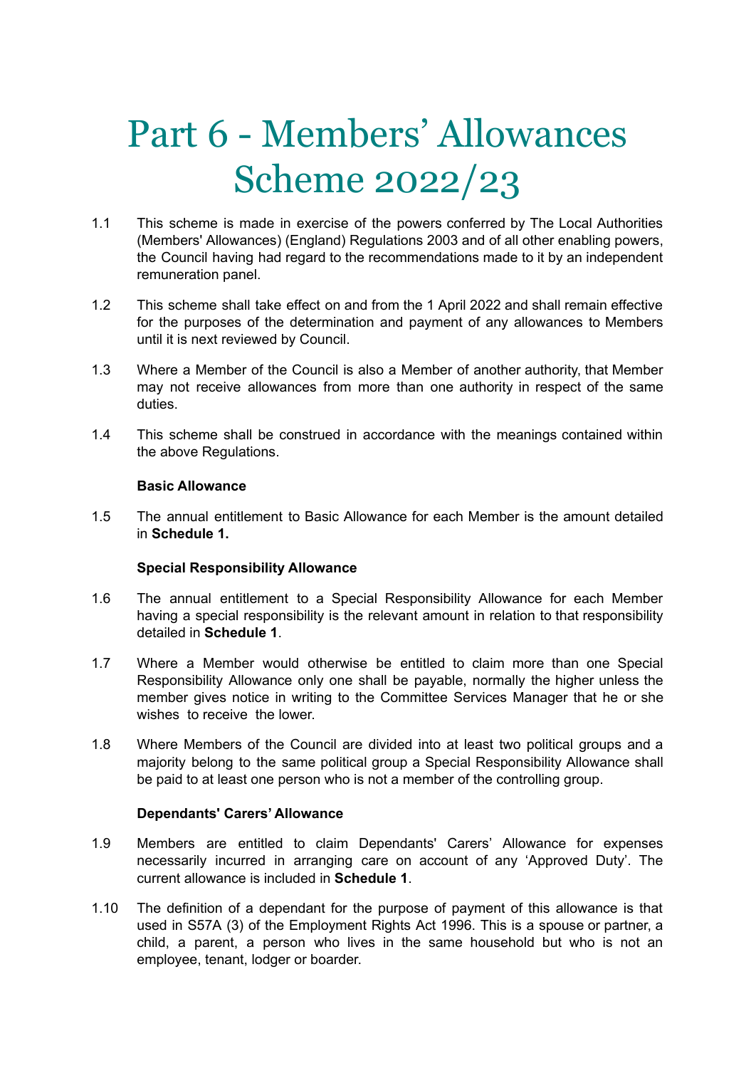# Part 6 - Members' Allowances Scheme 2022/23

1.1 This scheme is made in exercise of the powers conferred by The Local Authorities (Members' Allowances) (England) Regulations 2003 and of all other enabling powers, the Council having had regard to the recommendations made to it by an independent remuneration panel.

1.2 This scheme shall take effect on and from the 1 April 2022 and shall remain effective for the purposes of the determination and payment of any allowances to Members until it is next reviewed by Council.

1.3 Where a Member of the Council is also a Member of another authority, that Member may not receive allowances from more than one authority in respect of the same duties.

1.4 This scheme shall be construed in accordance with the meanings contained within the above Regulations.

**Basic Allowance**

1.5 The annual entitlement to Basic Allowance for each Member is the amount detailed in **Schedule 1.**

**Special Responsibility Allowance**

1.6 The annual entitlement to a Special Responsibility Allowance for each Member having a special responsibility is the relevant amount in relation to that responsibility detailed in **Schedule 1**.

1.7 Where a Member would otherwise be entitled to claim more than one Special Responsibility Allowance only one shall be payable, normally the higher unless the member gives notice in writing to the Committee Services Manager that he or she wishes to receive the lower.

1.8 Where Members of the Council are divided into at least two political groups and a majority belong to the same political group a Special Responsibility Allowance shall be paid to at least one person who is not a member of the controlling group.

**Dependants' Carers' Allowance**

1.9 Members are entitled to claim Dependants' Carers' Allowance for expenses necessarily incurred in arranging care on account of any 'Approved Duty'. The current allowance is included in **Schedule 1**.

1.10 The definition of a dependant for the purpose of payment of this allowance is that used in S57A (3) of the Employment Rights Act 1996. This is a spouse or partner, a child, a parent, a person who lives in the same household but who is not an employee, tenant, lodger or boarder.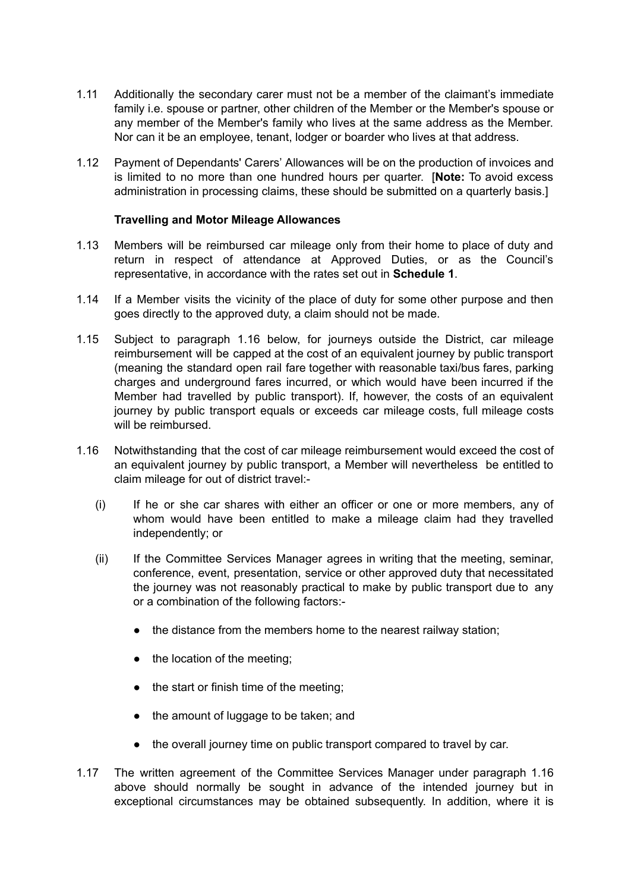1.11 Additionally the secondary carer must not be a member of the claimant's immediate family i.e. spouse or partner, other children of the Member or the Member's spouse or any member of the Member's family who lives at the same address as the Member. Nor can it be an employee, tenant, lodger or boarder who lives at that address.

1.12 Payment of Dependants' Carers' Allowances will be on the production of invoices and is limited to no more than one hundred hours per quarter. [**Note:** To avoid excess administration in processing claims, these should be submitted on a quarterly basis.]

**Travelling and Motor Mileage Allowances**

1.13 Members will be reimbursed car mileage only from their home to place of duty and return in respect of attendance at Approved Duties, or as the Council's representative, in accordance with the rates set out in **Schedule 1**.

1.14 If a Member visits the vicinity of the place of duty for some other purpose and then goes directly to the approved duty, a claim should not be made.

1.15 Subject to paragraph 1.16 below, for journeys outside the District, car mileage reimbursement will be capped at the cost of an equivalent journey by public transport (meaning the standard open rail fare together with reasonable taxi/bus fares, parking charges and underground fares incurred, or which would have been incurred if the Member had travelled by public transport). If, however, the costs of an equivalent journey by public transport equals or exceeds car mileage costs, full mileage costs will be reimbursed.

1.16 Notwithstanding that the cost of car mileage reimbursement would exceed the cost of an equivalent journey by public transport, a Member will nevertheless be entitled to claim mileage for out of district travel:-

(i) If he or she car shares with either an officer or one or more members, any of whom would have been entitled to make a mileage claim had they travelled independently; or

(ii) If the Committee Services Manager agrees in writing that the meeting, seminar, conference, event, presentation, service or other approved duty that necessitated the journey was not reasonably practical to make by public transport due to any or a combination of the following factors:-

- the distance from the members home to the nearest railway station;
- the location of the meeting;
- the start or finish time of the meeting;
- the amount of luggage to be taken; and
- the overall journey time on public transport compared to travel by car.

1.17 The written agreement of the Committee Services Manager under paragraph 1.16 above should normally be sought in advance of the intended journey but in exceptional circumstances may be obtained subsequently. In addition, where it is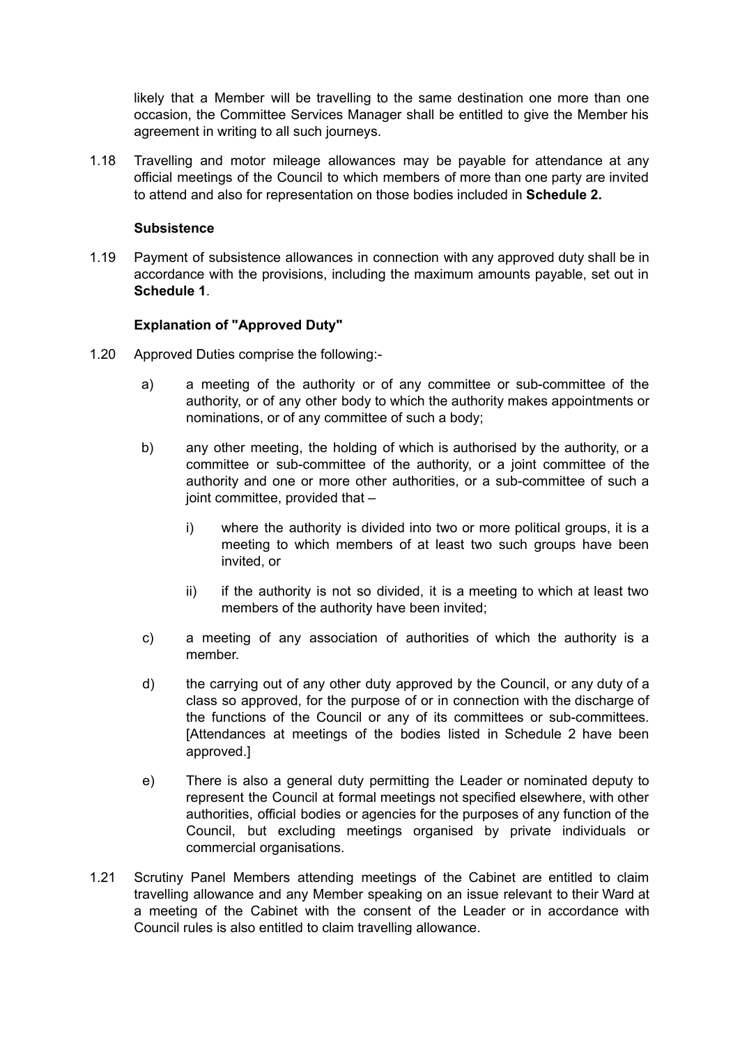likely that a Member will be travelling to the same destination one more than one occasion, the Committee Services Manager shall be entitled to give the Member his agreement in writing to all such journeys.

1.18 Travelling and motor mileage allowances may be payable for attendance at any official meetings of the Council to which members of more than one party are invited to attend and also for representation on those bodies included in **Schedule 2.**

**Subsistence**

1.19 Payment of subsistence allowances in connection with any approved duty shall be in accordance with the provisions, including the maximum amounts payable, set out in **Schedule 1**.

**Explanation of "Approved Duty"**

1.20 Approved Duties comprise the following:-

a) a meeting of the authority or of any committee or sub-committee of the authority, or of any other body to which the authority makes appointments or nominations, or of any committee of such a body;

b) any other meeting, the holding of which is authorised by the authority, or a committee or sub-committee of the authority, or a joint committee of the authority and one or more other authorities, or a sub-committee of such a joint committee, provided that –

i) where the authority is divided into two or more political groups, it is a meeting to which members of at least two such groups have been invited, or

ii) if the authority is not so divided, it is a meeting to which at least two members of the authority have been invited;

c) a meeting of any association of authorities of which the authority is a member.

d) the carrying out of any other duty approved by the Council, or any duty of a class so approved, for the purpose of or in connection with the discharge of the functions of the Council or any of its committees or sub-committees. [Attendances at meetings of the bodies listed in Schedule 2 have been approved.]

e) There is also a general duty permitting the Leader or nominated deputy to represent the Council at formal meetings not specified elsewhere, with other authorities, official bodies or agencies for the purposes of any function of the Council, but excluding meetings organised by private individuals or commercial organisations.

1.21 Scrutiny Panel Members attending meetings of the Cabinet are entitled to claim travelling allowance and any Member speaking on an issue relevant to their Ward at a meeting of the Cabinet with the consent of the Leader or in accordance with Council rules is also entitled to claim travelling allowance.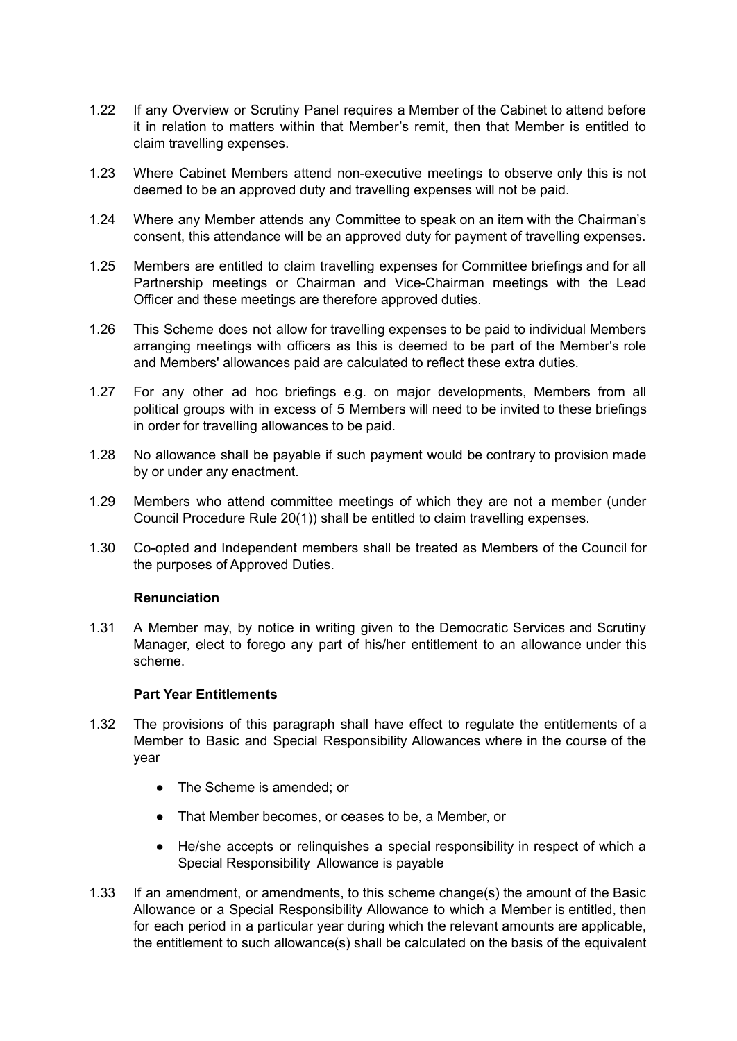1.22 If any Overview or Scrutiny Panel requires a Member of the Cabinet to attend before it in relation to matters within that Member's remit, then that Member is entitled to claim travelling expenses.

1.23 Where Cabinet Members attend non-executive meetings to observe only this is not deemed to be an approved duty and travelling expenses will not be paid.

1.24 Where any Member attends any Committee to speak on an item with the Chairman's consent, this attendance will be an approved duty for payment of travelling expenses.

1.25 Members are entitled to claim travelling expenses for Committee briefings and for all Partnership meetings or Chairman and Vice-Chairman meetings with the Lead Officer and these meetings are therefore approved duties.

1.26 This Scheme does not allow for travelling expenses to be paid to individual Members arranging meetings with officers as this is deemed to be part of the Member's role and Members' allowances paid are calculated to reflect these extra duties.

1.27 For any other ad hoc briefings e.g. on major developments, Members from all political groups with in excess of 5 Members will need to be invited to these briefings in order for travelling allowances to be paid.

1.28 No allowance shall be payable if such payment would be contrary to provision made by or under any enactment.

1.29 Members who attend committee meetings of which they are not a member (under Council Procedure Rule 20(1)) shall be entitled to claim travelling expenses.

1.30 Co-opted and Independent members shall be treated as Members of the Council for the purposes of Approved Duties.

**Renunciation**

1.31 A Member may, by notice in writing given to the Democratic Services and Scrutiny Manager, elect to forego any part of his/her entitlement to an allowance under this scheme.

**Part Year Entitlements**

1.32 The provisions of this paragraph shall have effect to regulate the entitlements of a Member to Basic and Special Responsibility Allowances where in the course of the year

- The Scheme is amended; or
- That Member becomes, or ceases to be, a Member, or
- He/she accepts or relinquishes a special responsibility in respect of which a Special Responsibility Allowance is payable

1.33 If an amendment, or amendments, to this scheme change(s) the amount of the Basic Allowance or a Special Responsibility Allowance to which a Member is entitled, then for each period in a particular year during which the relevant amounts are applicable, the entitlement to such allowance(s) shall be calculated on the basis of the equivalent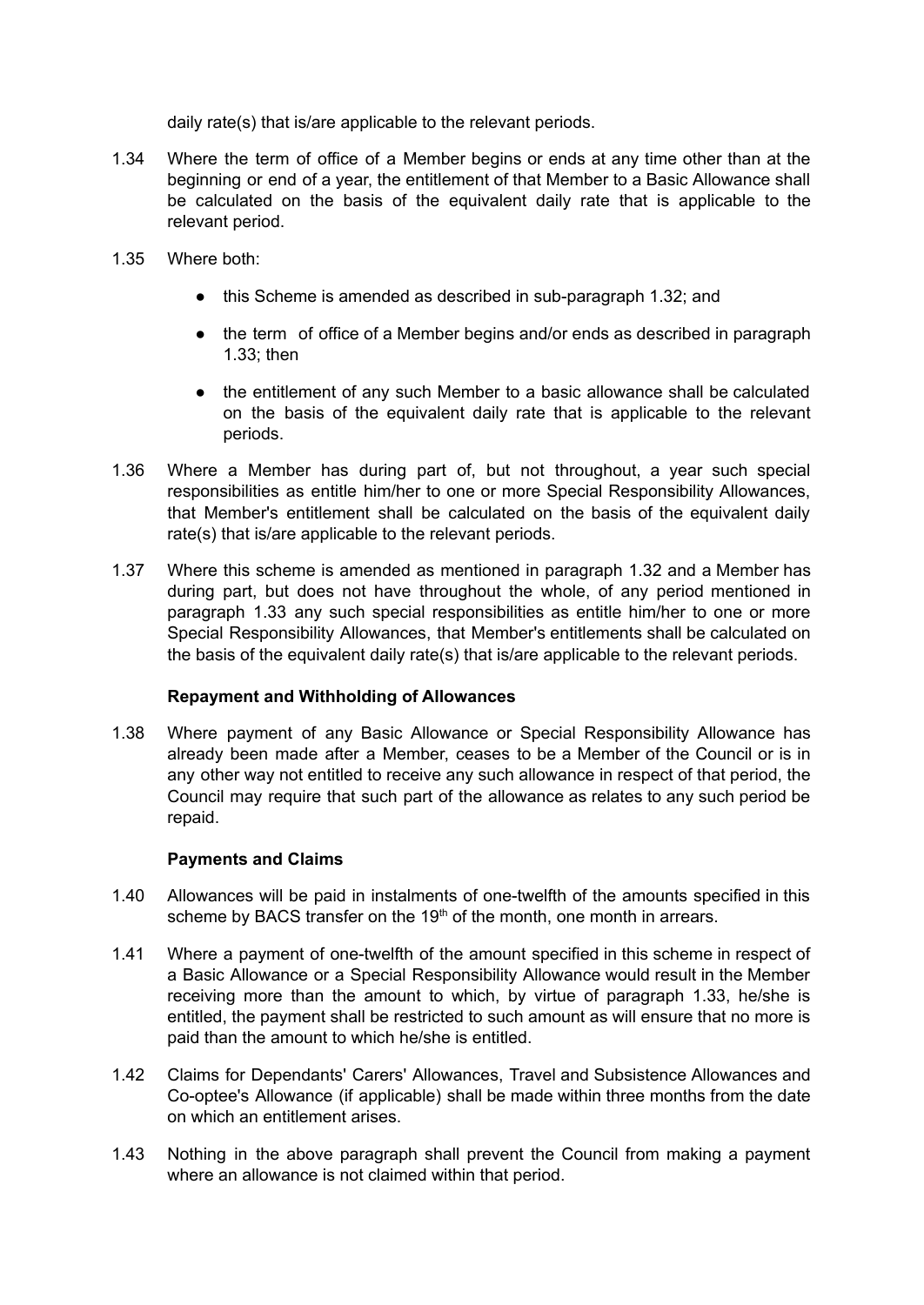daily rate(s) that is/are applicable to the relevant periods.

1.34 Where the term of office of a Member begins or ends at any time other than at the beginning or end of a year, the entitlement of that Member to a Basic Allowance shall be calculated on the basis of the equivalent daily rate that is applicable to the relevant period.

1.35 Where both:

- this Scheme is amended as described in sub-paragraph 1.32; and
- the term of office of a Member begins and/or ends as described in paragraph 1.33; then
- the entitlement of any such Member to a basic allowance shall be calculated on the basis of the equivalent daily rate that is applicable to the relevant periods.

1.36 Where a Member has during part of, but not throughout, a year such special responsibilities as entitle him/her to one or more Special Responsibility Allowances, that Member's entitlement shall be calculated on the basis of the equivalent daily rate(s) that is/are applicable to the relevant periods.

1.37 Where this scheme is amended as mentioned in paragraph 1.32 and a Member has during part, but does not have throughout the whole, of any period mentioned in paragraph 1.33 any such special responsibilities as entitle him/her to one or more Special Responsibility Allowances, that Member's entitlements shall be calculated on the basis of the equivalent daily rate(s) that is/are applicable to the relevant periods.

**Repayment and Withholding of Allowances**

1.38 Where payment of any Basic Allowance or Special Responsibility Allowance has already been made after a Member, ceases to be a Member of the Council or is in any other way not entitled to receive any such allowance in respect of that period, the Council may require that such part of the allowance as relates to any such period be repaid.

**Payments and Claims**

1.40 Allowances will be paid in instalments of one-twelfth of the amounts specified in this scheme by BACS transfer on the 19th of the month, one month in arrears.

1.41 Where a payment of one-twelfth of the amount specified in this scheme in respect of a Basic Allowance or a Special Responsibility Allowance would result in the Member receiving more than the amount to which, by virtue of paragraph 1.33, he/she is entitled, the payment shall be restricted to such amount as will ensure that no more is paid than the amount to which he/she is entitled.

1.42 Claims for Dependants' Carers' Allowances, Travel and Subsistence Allowances and Co-optee's Allowance (if applicable) shall be made within three months from the date on which an entitlement arises.

1.43 Nothing in the above paragraph shall prevent the Council from making a payment where an allowance is not claimed within that period.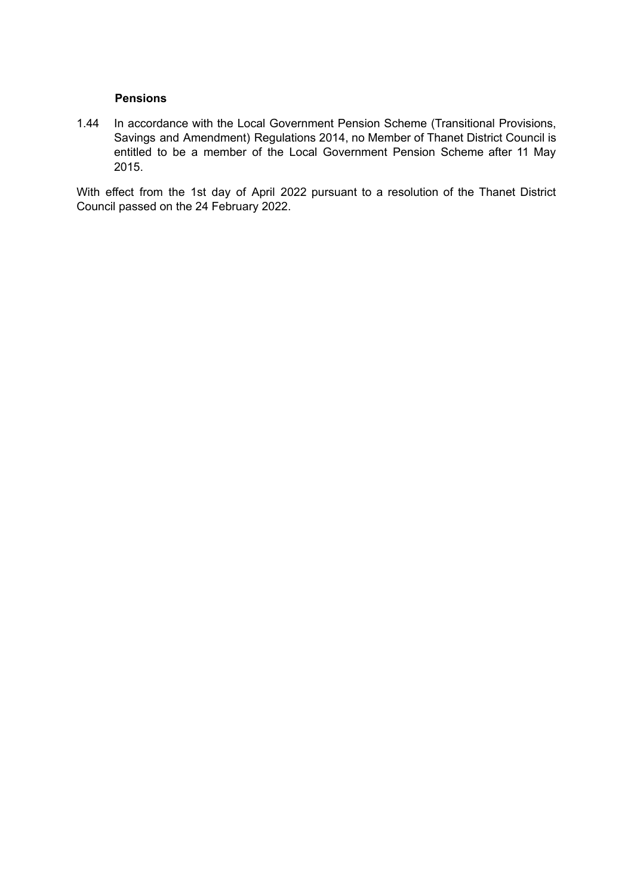**Pensions**

1.44 In accordance with the Local Government Pension Scheme (Transitional Provisions, Savings and Amendment) Regulations 2014, no Member of Thanet District Council is entitled to be a member of the Local Government Pension Scheme after 11 May 2015.

With effect from the 1st day of April 2022 pursuant to a resolution of the Thanet District Council passed on the 24 February 2022.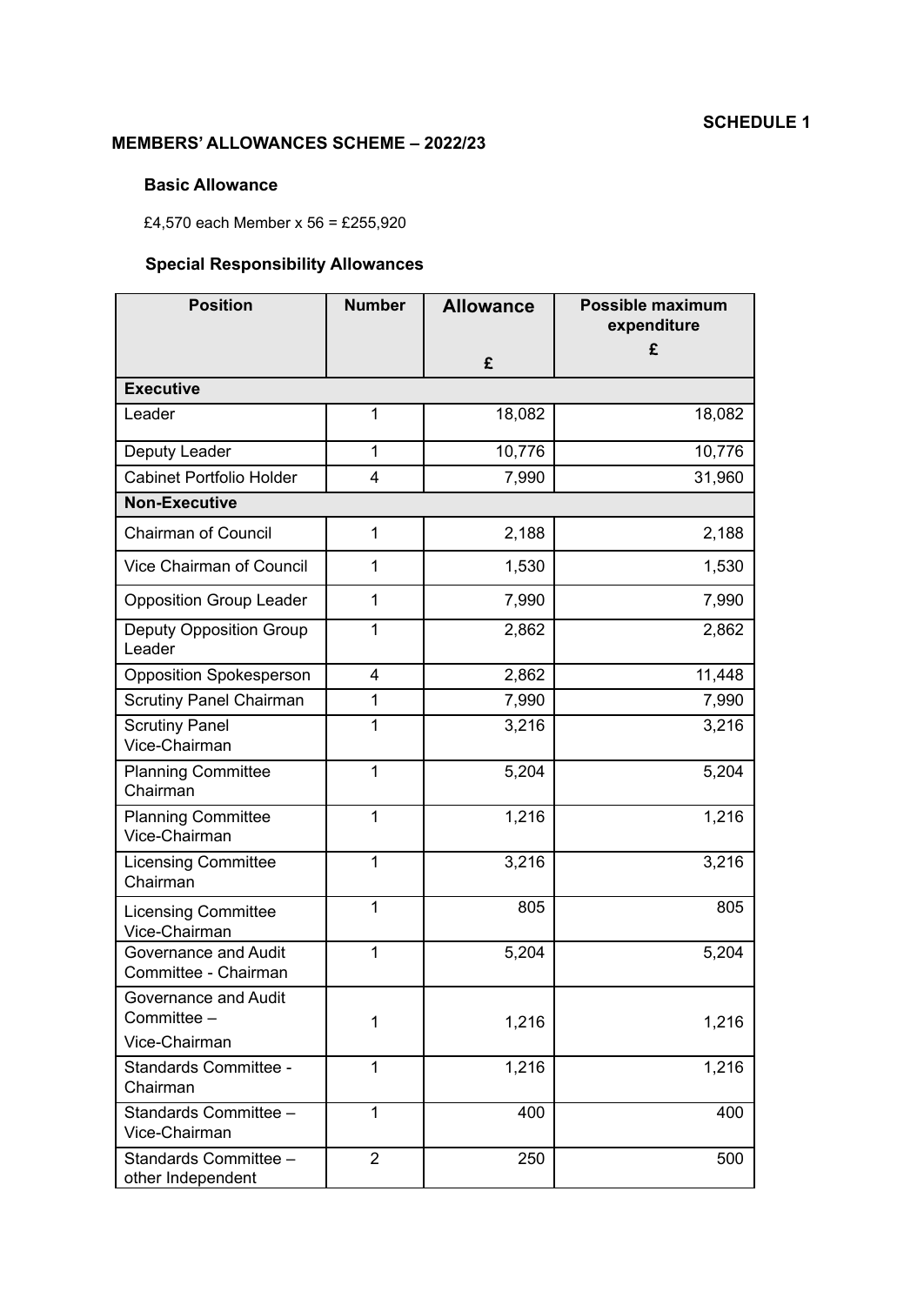**SCHEDULE 1**

## MEMBERS' ALLOWANCES SCHEME – 2022/23

### Basic Allowance

£4,570 each Member x 56 = £255,920

### Special Responsibility Allowances

| Position | Number | Allowance<br>£ | Possible maximum expenditure<br>£ |
|---|---|---|---|
| **Executive** | | | |
| Leader | 1 | 18,082 | 18,082 |
| Deputy Leader | 1 | 10,776 | 10,776 |
| Cabinet Portfolio Holder | 4 | 7,990 | 31,960 |
| **Non-Executive** | | | |
| Chairman of Council | 1 | 2,188 | 2,188 |
| Vice Chairman of Council | 1 | 1,530 | 1,530 |
| Opposition Group Leader | 1 | 7,990 | 7,990 |
| Deputy Opposition Group Leader | 1 | 2,862 | 2,862 |
| Opposition Spokesperson | 4 | 2,862 | 11,448 |
| Scrutiny Panel Chairman | 1 | 7,990 | 7,990 |
| Scrutiny Panel Vice-Chairman | 1 | 3,216 | 3,216 |
| Planning Committee Chairman | 1 | 5,204 | 5,204 |
| Planning Committee Vice-Chairman | 1 | 1,216 | 1,216 |
| Licensing Committee Chairman | 1 | 3,216 | 3,216 |
| Licensing Committee Vice-Chairman | 1 | 805 | 805 |
| Governance and Audit Committee - Chairman | 1 | 5,204 | 5,204 |
| Governance and Audit Committee – Vice-Chairman | 1 | 1,216 | 1,216 |
| Standards Committee - Chairman | 1 | 1,216 | 1,216 |
| Standards Committee – Vice-Chairman | 1 | 400 | 400 |
| Standards Committee – other Independent | 2 | 250 | 500 |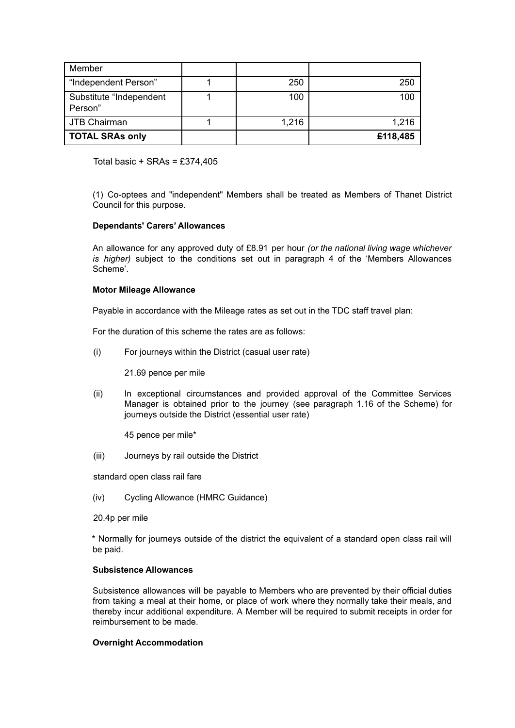| Member | | | |
|---|---|---|---|
| "Independent Person" | 1 | 250 | 250 |
| Substitute "Independent Person" | 1 | 100 | 100 |
| JTB Chairman | 1 | 1,216 | 1,216 |
| **TOTAL SRAs only** | | | **£118,485** |

Total basic + SRAs = £374,405

(1) Co-optees and "independent" Members shall be treated as Members of Thanet District Council for this purpose.

**Dependants' Carers' Allowances**

An allowance for any approved duty of £8.91 per hour *(or the national living wage whichever is higher)* subject to the conditions set out in paragraph 4 of the 'Members Allowances Scheme'.

**Motor Mileage Allowance**

Payable in accordance with the Mileage rates as set out in the TDC staff travel plan:

For the duration of this scheme the rates are as follows:

(i) For journeys within the District (casual user rate)

21.69 pence per mile

(ii) In exceptional circumstances and provided approval of the Committee Services Manager is obtained prior to the journey (see paragraph 1.16 of the Scheme) for journeys outside the District (essential user rate)

45 pence per mile*

(iii) Journeys by rail outside the District

standard open class rail fare

(iv) Cycling Allowance (HMRC Guidance)

20.4p per mile

* Normally for journeys outside of the district the equivalent of a standard open class rail will be paid.

**Subsistence Allowances**

Subsistence allowances will be payable to Members who are prevented by their official duties from taking a meal at their home, or place of work where they normally take their meals, and thereby incur additional expenditure. A Member will be required to submit receipts in order for reimbursement to be made.

**Overnight Accommodation**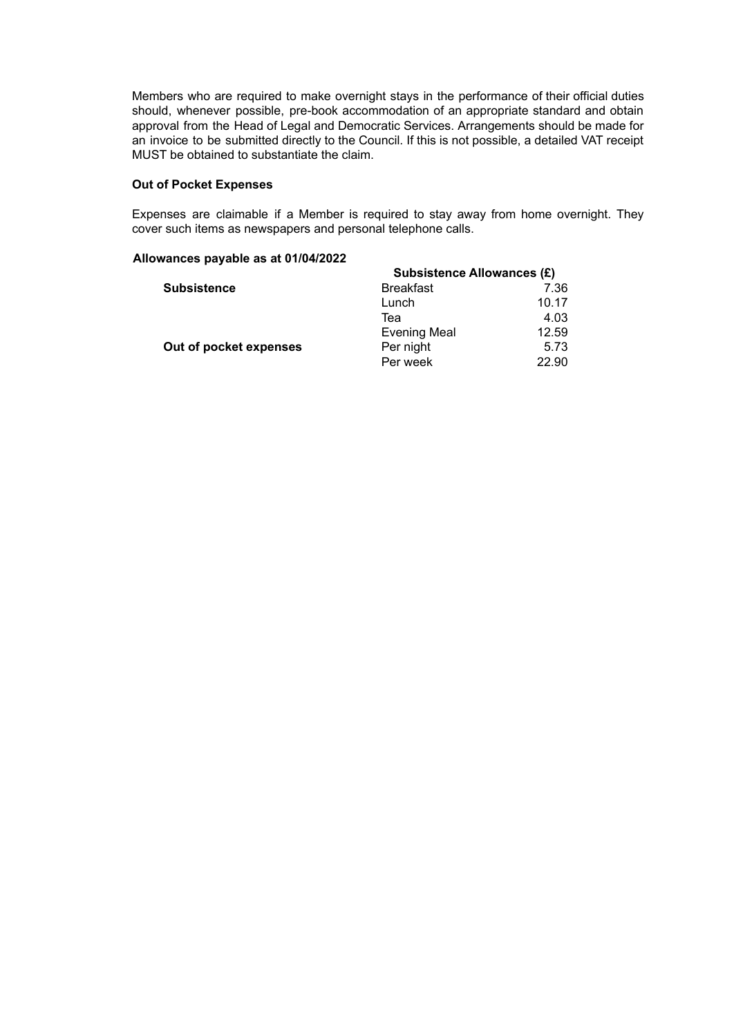Members who are required to make overnight stays in the performance of their official duties should, whenever possible, pre-book accommodation of an appropriate standard and obtain approval from the Head of Legal and Democratic Services. Arrangements should be made for an invoice to be submitted directly to the Council. If this is not possible, a detailed VAT receipt MUST be obtained to substantiate the claim.

**Out of Pocket Expenses**

Expenses are claimable if a Member is required to stay away from home overnight. They cover such items as newspapers and personal telephone calls.

**Allowances payable as at 01/04/2022**

| | **Subsistence Allowances (£)** | |
|---|---|---|
| **Subsistence** | Breakfast | 7.36 |
| | Lunch | 10.17 |
| | Tea | 4.03 |
| | Evening Meal | 12.59 |
| **Out of pocket expenses** | Per night | 5.73 |
| | Per week | 22.90 |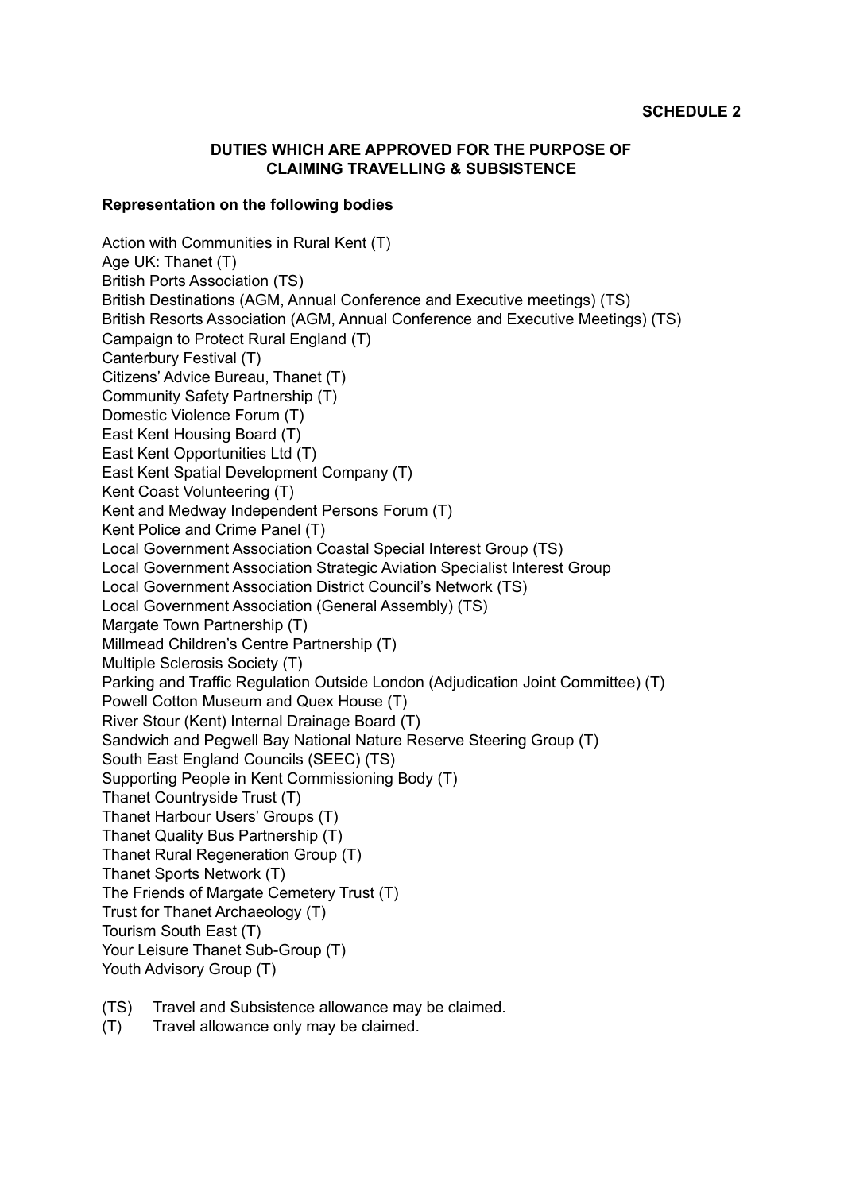**SCHEDULE 2**

## DUTIES WHICH ARE APPROVED FOR THE PURPOSE OF CLAIMING TRAVELLING & SUBSISTENCE

**Representation on the following bodies**

Action with Communities in Rural Kent (T)
Age UK: Thanet (T)
British Ports Association (TS)
British Destinations (AGM, Annual Conference and Executive meetings) (TS)
British Resorts Association (AGM, Annual Conference and Executive Meetings) (TS)
Campaign to Protect Rural England (T)
Canterbury Festival (T)
Citizens' Advice Bureau, Thanet (T)
Community Safety Partnership (T)
Domestic Violence Forum (T)
East Kent Housing Board (T)
East Kent Opportunities Ltd (T)
East Kent Spatial Development Company (T)
Kent Coast Volunteering (T)
Kent and Medway Independent Persons Forum (T)
Kent Police and Crime Panel (T)
Local Government Association Coastal Special Interest Group (TS)
Local Government Association Strategic Aviation Specialist Interest Group
Local Government Association District Council's Network (TS)
Local Government Association (General Assembly) (TS)
Margate Town Partnership (T)
Millmead Children's Centre Partnership (T)
Multiple Sclerosis Society (T)
Parking and Traffic Regulation Outside London (Adjudication Joint Committee) (T)
Powell Cotton Museum and Quex House (T)
River Stour (Kent) Internal Drainage Board (T)
Sandwich and Pegwell Bay National Nature Reserve Steering Group (T)
South East England Councils (SEEC) (TS)
Supporting People in Kent Commissioning Body (T)
Thanet Countryside Trust (T)
Thanet Harbour Users' Groups (T)
Thanet Quality Bus Partnership (T)
Thanet Rural Regeneration Group (T)
Thanet Sports Network (T)
The Friends of Margate Cemetery Trust (T)
Trust for Thanet Archaeology (T)
Tourism South East (T)
Your Leisure Thanet Sub-Group (T)
Youth Advisory Group (T)

(TS) Travel and Subsistence allowance may be claimed.
(T) Travel allowance only may be claimed.